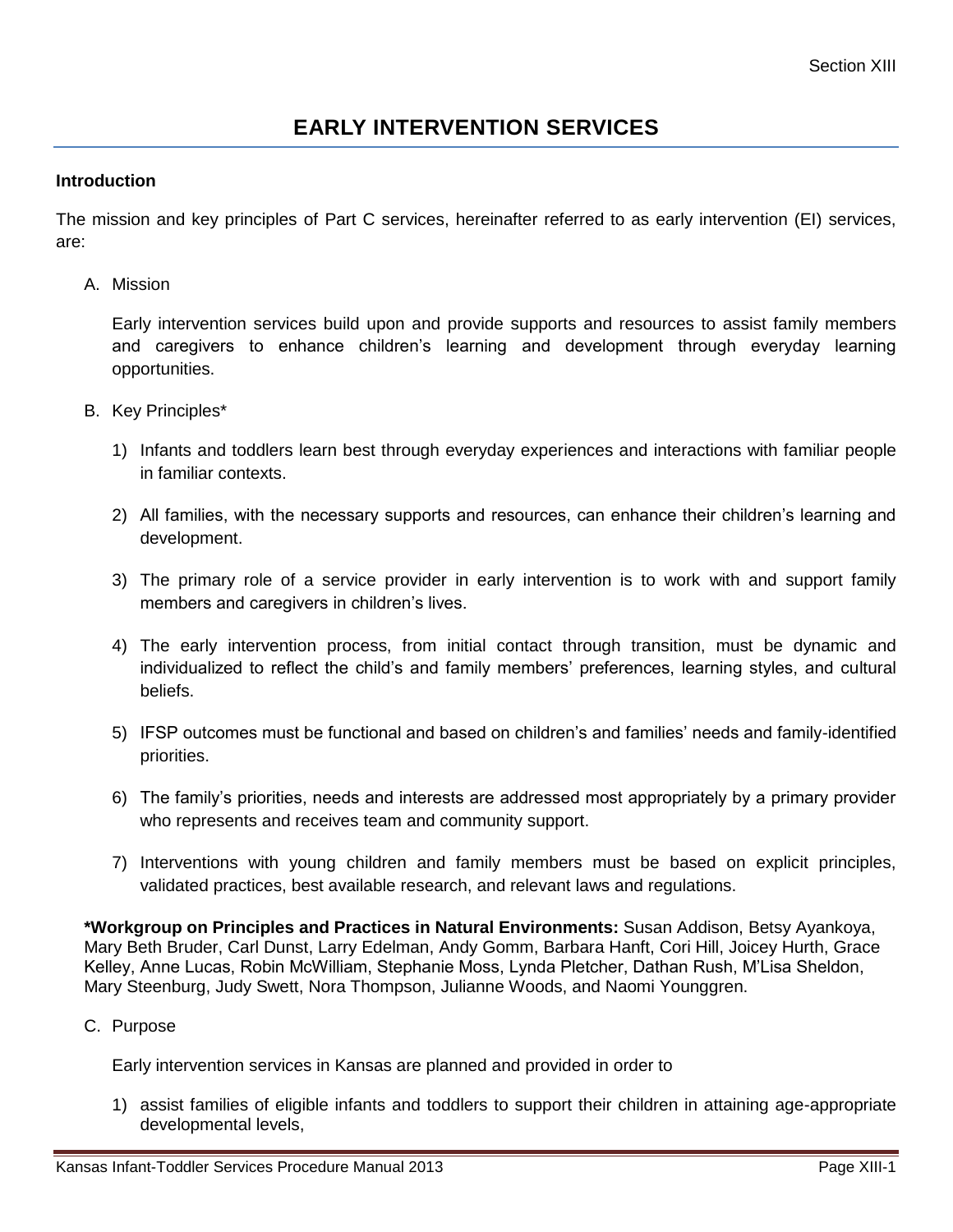# EARLY INTERVENTION SERVICES

## Introduction

The mission and key principles of Part C services, hereinafter referred to as early intervention (EI) services, are:

A. Mission

   Early intervention services build upon and provide supports and resources to assist family members and caregivers to enhance children's learning and development through everyday learning opportunities.

B. Key Principles*

   1) Infants and toddlers learn best through everyday experiences and interactions with familiar people in familiar contexts.

   2) All families, with the necessary supports and resources, can enhance their children's learning and development.

   3) The primary role of a service provider in early intervention is to work with and support family members and caregivers in children's lives.

   4) The early intervention process, from initial contact through transition, must be dynamic and individualized to reflect the child's and family members' preferences, learning styles, and cultural beliefs.

   5) IFSP outcomes must be functional and based on children's and families' needs and family-identified priorities.

   6) The family's priorities, needs and interests are addressed most appropriately by a primary provider who represents and receives team and community support.

   7) Interventions with young children and family members must be based on explicit principles, validated practices, best available research, and relevant laws and regulations.

**\*Workgroup on Principles and Practices in Natural Environments:** Susan Addison, Betsy Ayankoya, Mary Beth Bruder, Carl Dunst, Larry Edelman, Andy Gomm, Barbara Hanft, Cori Hill, Joicey Hurth, Grace Kelley, Anne Lucas, Robin McWilliam, Stephanie Moss, Lynda Pletcher, Dathan Rush, M'Lisa Sheldon, Mary Steenburg, Judy Swett, Nora Thompson, Julianne Woods, and Naomi Younggren.

C. Purpose

   Early intervention services in Kansas are planned and provided in order to

   1) assist families of eligible infants and toddlers to support their children in attaining age-appropriate developmental levels,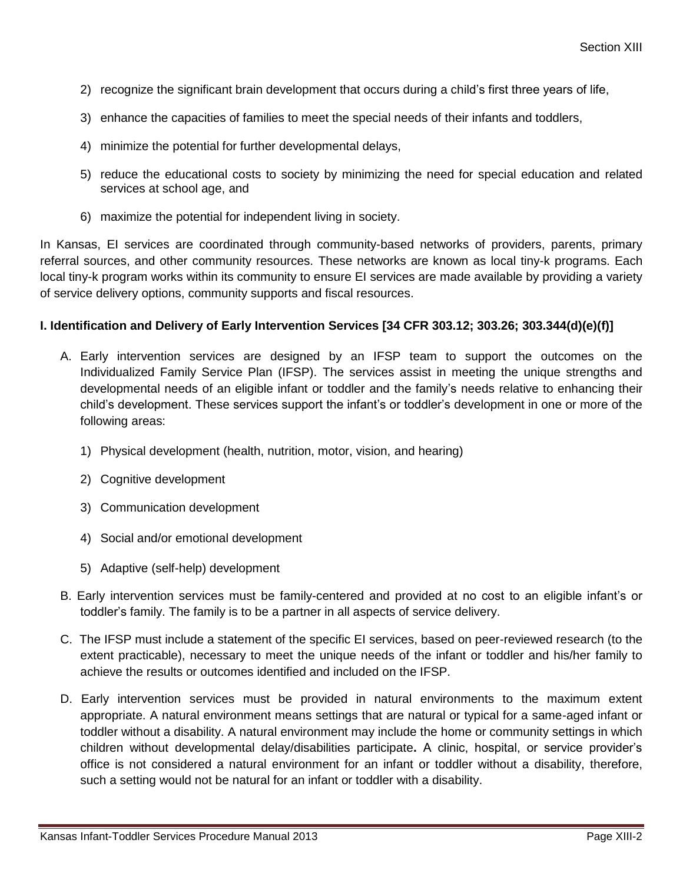2) recognize the significant brain development that occurs during a child's first three years of life,

3) enhance the capacities of families to meet the special needs of their infants and toddlers,

4) minimize the potential for further developmental delays,

5) reduce the educational costs to society by minimizing the need for special education and related services at school age, and

6) maximize the potential for independent living in society.

In Kansas, EI services are coordinated through community-based networks of providers, parents, primary referral sources, and other community resources. These networks are known as local tiny-k programs. Each local tiny-k program works within its community to ensure EI services are made available by providing a variety of service delivery options, community supports and fiscal resources.

## I. Identification and Delivery of Early Intervention Services [34 CFR 303.12; 303.26; 303.344(d)(e)(f)]

A. Early intervention services are designed by an IFSP team to support the outcomes on the Individualized Family Service Plan (IFSP). The services assist in meeting the unique strengths and developmental needs of an eligible infant or toddler and the family's needs relative to enhancing their child's development. These services support the infant's or toddler's development in one or more of the following areas:

   1) Physical development (health, nutrition, motor, vision, and hearing)

   2) Cognitive development

   3) Communication development

   4) Social and/or emotional development

   5) Adaptive (self-help) development

B. Early intervention services must be family-centered and provided at no cost to an eligible infant's or toddler's family. The family is to be a partner in all aspects of service delivery.

C. The IFSP must include a statement of the specific EI services, based on peer-reviewed research (to the extent practicable), necessary to meet the unique needs of the infant or toddler and his/her family to achieve the results or outcomes identified and included on the IFSP.

D. Early intervention services must be provided in natural environments to the maximum extent appropriate. A natural environment means settings that are natural or typical for a same-aged infant or toddler without a disability. A natural environment may include the home or community settings in which children without developmental delay/disabilities participate**.** A clinic, hospital, or service provider's office is not considered a natural environment for an infant or toddler without a disability, therefore, such a setting would not be natural for an infant or toddler with a disability.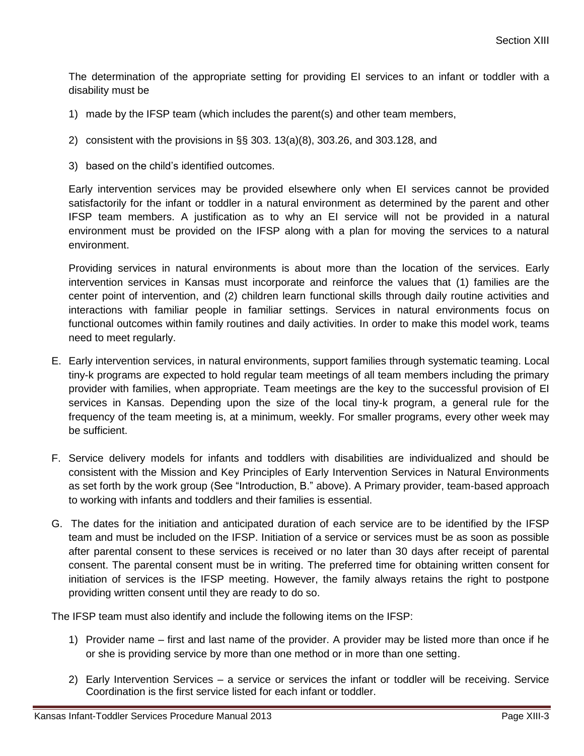The determination of the appropriate setting for providing EI services to an infant or toddler with a disability must be

1) made by the IFSP team (which includes the parent(s) and other team members,

2) consistent with the provisions in §§ 303. 13(a)(8), 303.26, and 303.128, and

3) based on the child's identified outcomes.

Early intervention services may be provided elsewhere only when EI services cannot be provided satisfactorily for the infant or toddler in a natural environment as determined by the parent and other IFSP team members. A justification as to why an EI service will not be provided in a natural environment must be provided on the IFSP along with a plan for moving the services to a natural environment.

Providing services in natural environments is about more than the location of the services. Early intervention services in Kansas must incorporate and reinforce the values that (1) families are the center point of intervention, and (2) children learn functional skills through daily routine activities and interactions with familiar people in familiar settings. Services in natural environments focus on functional outcomes within family routines and daily activities. In order to make this model work, teams need to meet regularly.

E. Early intervention services, in natural environments, support families through systematic teaming. Local tiny-k programs are expected to hold regular team meetings of all team members including the primary provider with families, when appropriate. Team meetings are the key to the successful provision of EI services in Kansas. Depending upon the size of the local tiny-k program, a general rule for the frequency of the team meeting is, at a minimum, weekly. For smaller programs, every other week may be sufficient.

F. Service delivery models for infants and toddlers with disabilities are individualized and should be consistent with the Mission and Key Principles of Early Intervention Services in Natural Environments as set forth by the work group (See "Introduction, B." above). A Primary provider, team-based approach to working with infants and toddlers and their families is essential.

G. The dates for the initiation and anticipated duration of each service are to be identified by the IFSP team and must be included on the IFSP. Initiation of a service or services must be as soon as possible after parental consent to these services is received or no later than 30 days after receipt of parental consent. The parental consent must be in writing. The preferred time for obtaining written consent for initiation of services is the IFSP meeting. However, the family always retains the right to postpone providing written consent until they are ready to do so.

The IFSP team must also identify and include the following items on the IFSP:

1) Provider name – first and last name of the provider. A provider may be listed more than once if he or she is providing service by more than one method or in more than one setting.

2) Early Intervention Services – a service or services the infant or toddler will be receiving. Service Coordination is the first service listed for each infant or toddler.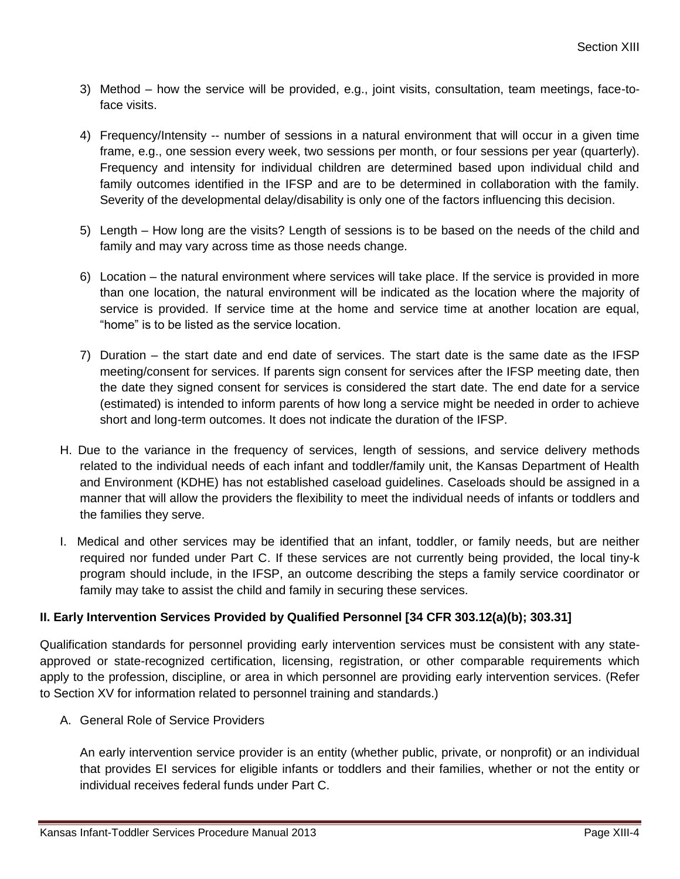3) Method – how the service will be provided, e.g., joint visits, consultation, team meetings, face-to-face visits.

4) Frequency/Intensity -- number of sessions in a natural environment that will occur in a given time frame, e.g., one session every week, two sessions per month, or four sessions per year (quarterly). Frequency and intensity for individual children are determined based upon individual child and family outcomes identified in the IFSP and are to be determined in collaboration with the family. Severity of the developmental delay/disability is only one of the factors influencing this decision.

5) Length – How long are the visits? Length of sessions is to be based on the needs of the child and family and may vary across time as those needs change.

6) Location – the natural environment where services will take place. If the service is provided in more than one location, the natural environment will be indicated as the location where the majority of service is provided. If service time at the home and service time at another location are equal, "home" is to be listed as the service location.

7) Duration – the start date and end date of services. The start date is the same date as the IFSP meeting/consent for services. If parents sign consent for services after the IFSP meeting date, then the date they signed consent for services is considered the start date. The end date for a service (estimated) is intended to inform parents of how long a service might be needed in order to achieve short and long-term outcomes. It does not indicate the duration of the IFSP.

H. Due to the variance in the frequency of services, length of sessions, and service delivery methods related to the individual needs of each infant and toddler/family unit, the Kansas Department of Health and Environment (KDHE) has not established caseload guidelines. Caseloads should be assigned in a manner that will allow the providers the flexibility to meet the individual needs of infants or toddlers and the families they serve.

I. Medical and other services may be identified that an infant, toddler, or family needs, but are neither required nor funded under Part C. If these services are not currently being provided, the local tiny-k program should include, in the IFSP, an outcome describing the steps a family service coordinator or family may take to assist the child and family in securing these services.

## II. Early Intervention Services Provided by Qualified Personnel [34 CFR 303.12(a)(b); 303.31]

Qualification standards for personnel providing early intervention services must be consistent with any state-approved or state-recognized certification, licensing, registration, or other comparable requirements which apply to the profession, discipline, or area in which personnel are providing early intervention services. (Refer to Section XV for information related to personnel training and standards.)

A. General Role of Service Providers

An early intervention service provider is an entity (whether public, private, or nonprofit) or an individual that provides EI services for eligible infants or toddlers and their families, whether or not the entity or individual receives federal funds under Part C.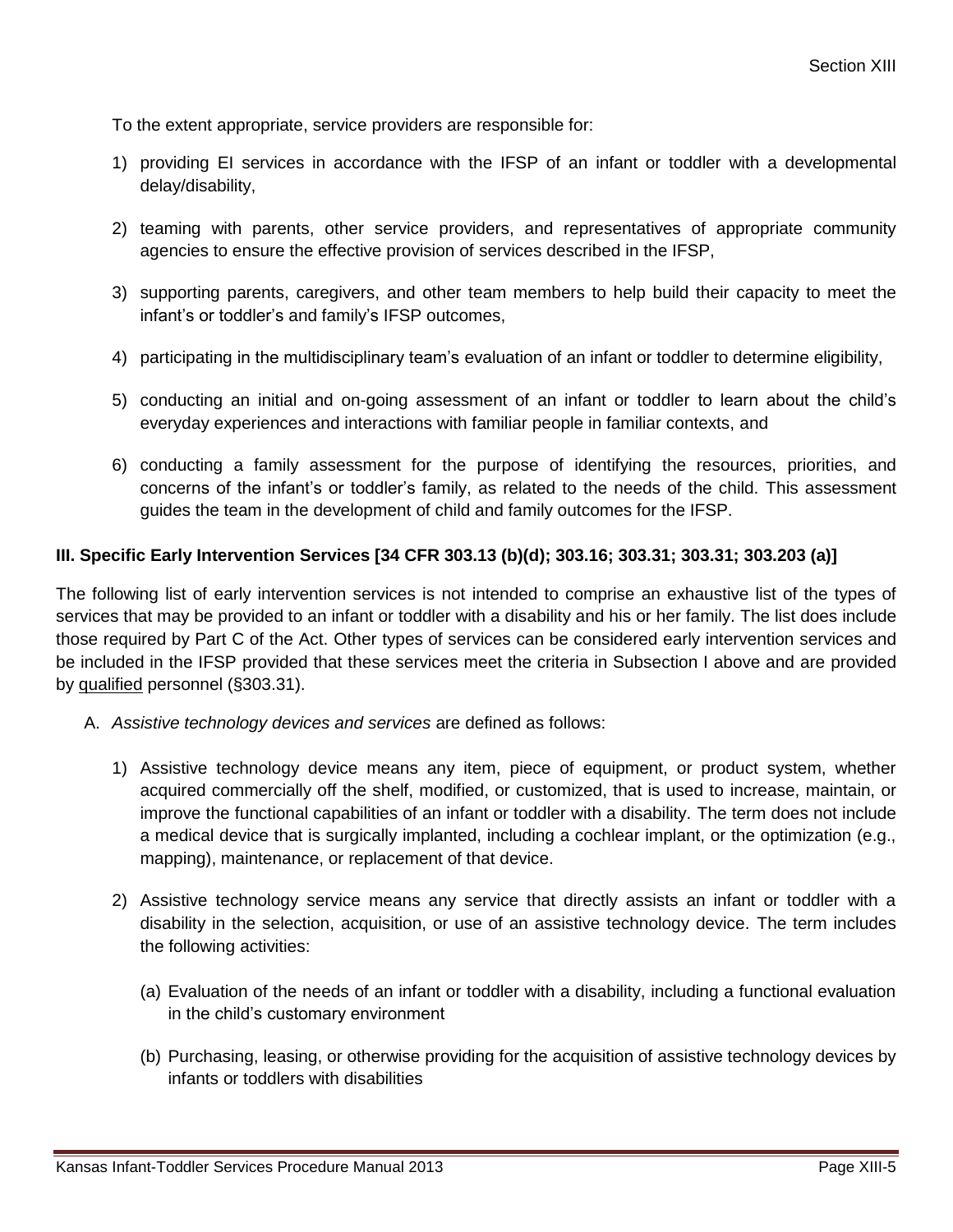To the extent appropriate, service providers are responsible for:

1) providing EI services in accordance with the IFSP of an infant or toddler with a developmental delay/disability,

2) teaming with parents, other service providers, and representatives of appropriate community agencies to ensure the effective provision of services described in the IFSP,

3) supporting parents, caregivers, and other team members to help build their capacity to meet the infant's or toddler's and family's IFSP outcomes,

4) participating in the multidisciplinary team's evaluation of an infant or toddler to determine eligibility,

5) conducting an initial and on-going assessment of an infant or toddler to learn about the child's everyday experiences and interactions with familiar people in familiar contexts, and

6) conducting a family assessment for the purpose of identifying the resources, priorities, and concerns of the infant's or toddler's family, as related to the needs of the child. This assessment guides the team in the development of child and family outcomes for the IFSP.

### III. Specific Early Intervention Services [34 CFR 303.13 (b)(d); 303.16; 303.31; 303.31; 303.203 (a)]

The following list of early intervention services is not intended to comprise an exhaustive list of the types of services that may be provided to an infant or toddler with a disability and his or her family. The list does include those required by Part C of the Act. Other types of services can be considered early intervention services and be included in the IFSP provided that these services meet the criteria in Subsection I above and are provided by qualified personnel (§303.31).

A. *Assistive technology devices and services* are defined as follows:

1) Assistive technology device means any item, piece of equipment, or product system, whether acquired commercially off the shelf, modified, or customized, that is used to increase, maintain, or improve the functional capabilities of an infant or toddler with a disability. The term does not include a medical device that is surgically implanted, including a cochlear implant, or the optimization (e.g., mapping), maintenance, or replacement of that device.

2) Assistive technology service means any service that directly assists an infant or toddler with a disability in the selection, acquisition, or use of an assistive technology device. The term includes the following activities:

   (a) Evaluation of the needs of an infant or toddler with a disability, including a functional evaluation in the child's customary environment

   (b) Purchasing, leasing, or otherwise providing for the acquisition of assistive technology devices by infants or toddlers with disabilities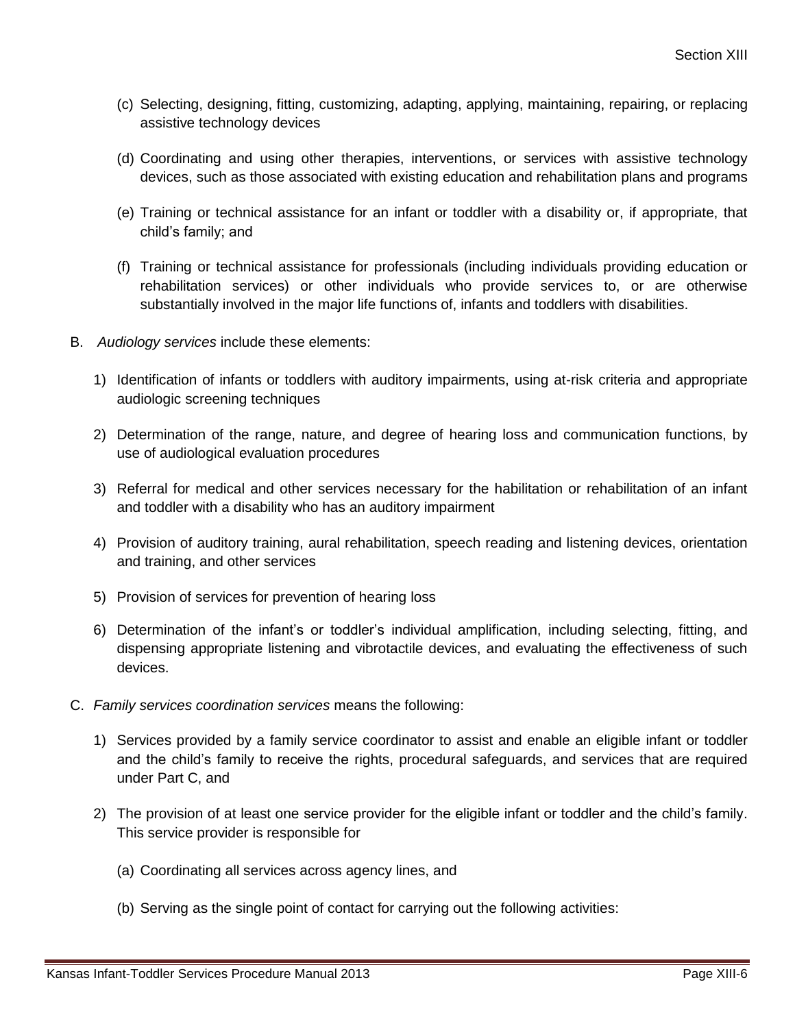(c) Selecting, designing, fitting, customizing, adapting, applying, maintaining, repairing, or replacing assistive technology devices

(d) Coordinating and using other therapies, interventions, or services with assistive technology devices, such as those associated with existing education and rehabilitation plans and programs

(e) Training or technical assistance for an infant or toddler with a disability or, if appropriate, that child's family; and

(f) Training or technical assistance for professionals (including individuals providing education or rehabilitation services) or other individuals who provide services to, or are otherwise substantially involved in the major life functions of, infants and toddlers with disabilities.

B. *Audiology services* include these elements:

1) Identification of infants or toddlers with auditory impairments, using at-risk criteria and appropriate audiologic screening techniques

2) Determination of the range, nature, and degree of hearing loss and communication functions, by use of audiological evaluation procedures

3) Referral for medical and other services necessary for the habilitation or rehabilitation of an infant and toddler with a disability who has an auditory impairment

4) Provision of auditory training, aural rehabilitation, speech reading and listening devices, orientation and training, and other services

5) Provision of services for prevention of hearing loss

6) Determination of the infant's or toddler's individual amplification, including selecting, fitting, and dispensing appropriate listening and vibrotactile devices, and evaluating the effectiveness of such devices.

C. *Family services coordination services* means the following:

1) Services provided by a family service coordinator to assist and enable an eligible infant or toddler and the child's family to receive the rights, procedural safeguards, and services that are required under Part C, and

2) The provision of at least one service provider for the eligible infant or toddler and the child's family. This service provider is responsible for

(a) Coordinating all services across agency lines, and

(b) Serving as the single point of contact for carrying out the following activities: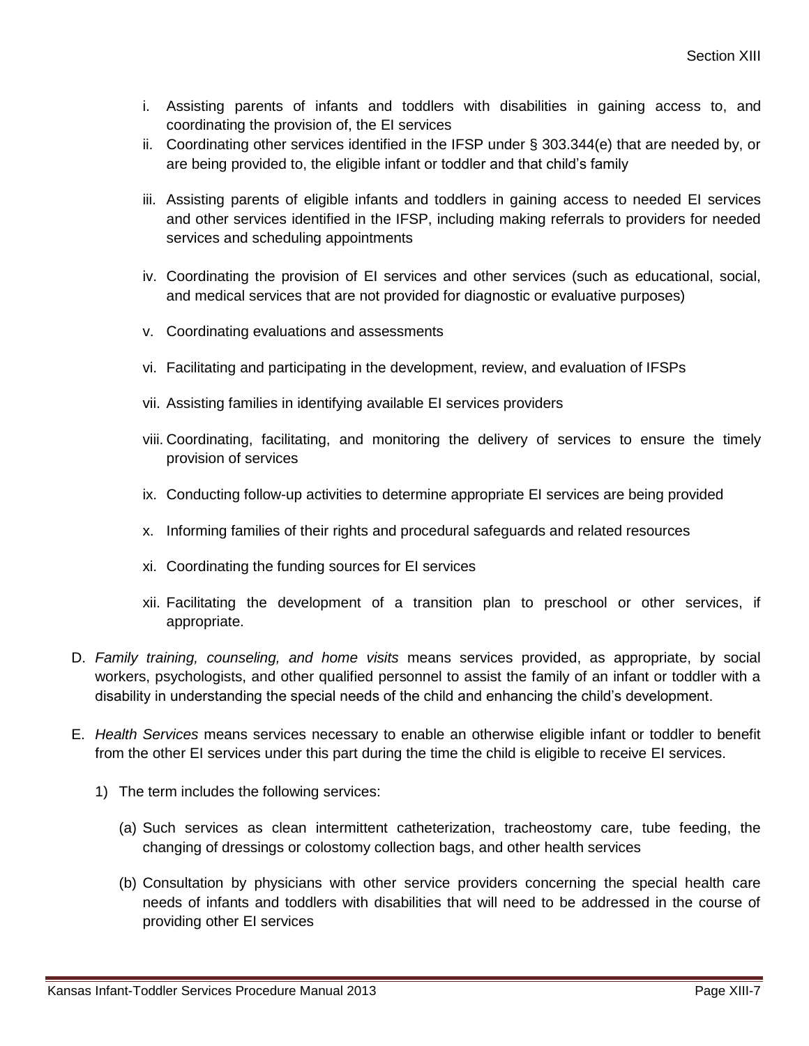i. Assisting parents of infants and toddlers with disabilities in gaining access to, and coordinating the provision of, the EI services
ii. Coordinating other services identified in the IFSP under § 303.344(e) that are needed by, or are being provided to, the eligible infant or toddler and that child's family
iii. Assisting parents of eligible infants and toddlers in gaining access to needed EI services and other services identified in the IFSP, including making referrals to providers for needed services and scheduling appointments
iv. Coordinating the provision of EI services and other services (such as educational, social, and medical services that are not provided for diagnostic or evaluative purposes)
v. Coordinating evaluations and assessments
vi. Facilitating and participating in the development, review, and evaluation of IFSPs
vii. Assisting families in identifying available EI services providers
viii. Coordinating, facilitating, and monitoring the delivery of services to ensure the timely provision of services
ix. Conducting follow-up activities to determine appropriate EI services are being provided
x. Informing families of their rights and procedural safeguards and related resources
xi. Coordinating the funding sources for EI services
xii. Facilitating the development of a transition plan to preschool or other services, if appropriate.

D. *Family training, counseling, and home visits* means services provided, as appropriate, by social workers, psychologists, and other qualified personnel to assist the family of an infant or toddler with a disability in understanding the special needs of the child and enhancing the child's development.

E. *Health Services* means services necessary to enable an otherwise eligible infant or toddler to benefit from the other EI services under this part during the time the child is eligible to receive EI services.

1) The term includes the following services:

(a) Such services as clean intermittent catheterization, tracheostomy care, tube feeding, the changing of dressings or colostomy collection bags, and other health services

(b) Consultation by physicians with other service providers concerning the special health care needs of infants and toddlers with disabilities that will need to be addressed in the course of providing other EI services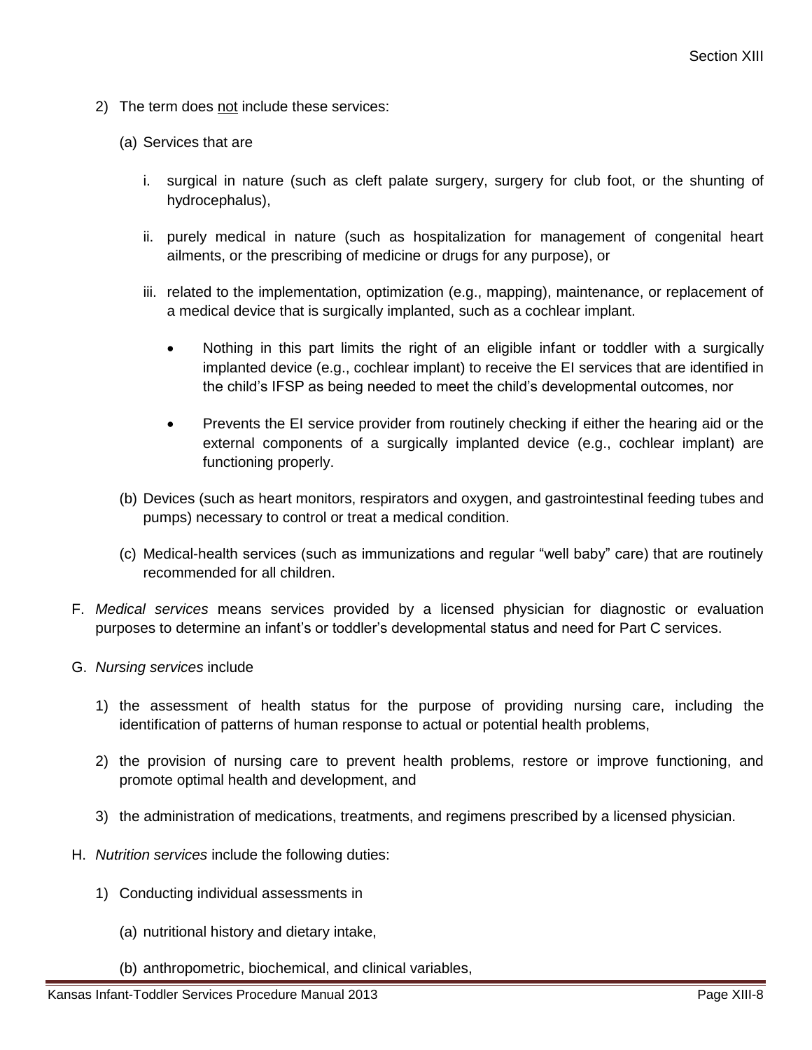2) The term does <u>not</u> include these services:

   (a) Services that are

      i. surgical in nature (such as cleft palate surgery, surgery for club foot, or the shunting of hydrocephalus),

      ii. purely medical in nature (such as hospitalization for management of congenital heart ailments, or the prescribing of medicine or drugs for any purpose), or

      iii. related to the implementation, optimization (e.g., mapping), maintenance, or replacement of a medical device that is surgically implanted, such as a cochlear implant.

         - Nothing in this part limits the right of an eligible infant or toddler with a surgically implanted device (e.g., cochlear implant) to receive the EI services that are identified in the child's IFSP as being needed to meet the child's developmental outcomes, nor

         - Prevents the EI service provider from routinely checking if either the hearing aid or the external components of a surgically implanted device (e.g., cochlear implant) are functioning properly.

   (b) Devices (such as heart monitors, respirators and oxygen, and gastrointestinal feeding tubes and pumps) necessary to control or treat a medical condition.

   (c) Medical-health services (such as immunizations and regular "well baby" care) that are routinely recommended for all children.

F. *Medical services* means services provided by a licensed physician for diagnostic or evaluation purposes to determine an infant's or toddler's developmental status and need for Part C services.

G. *Nursing services* include

   1) the assessment of health status for the purpose of providing nursing care, including the identification of patterns of human response to actual or potential health problems,

   2) the provision of nursing care to prevent health problems, restore or improve functioning, and promote optimal health and development, and

   3) the administration of medications, treatments, and regimens prescribed by a licensed physician.

H. *Nutrition services* include the following duties:

   1) Conducting individual assessments in

      (a) nutritional history and dietary intake,

      (b) anthropometric, biochemical, and clinical variables,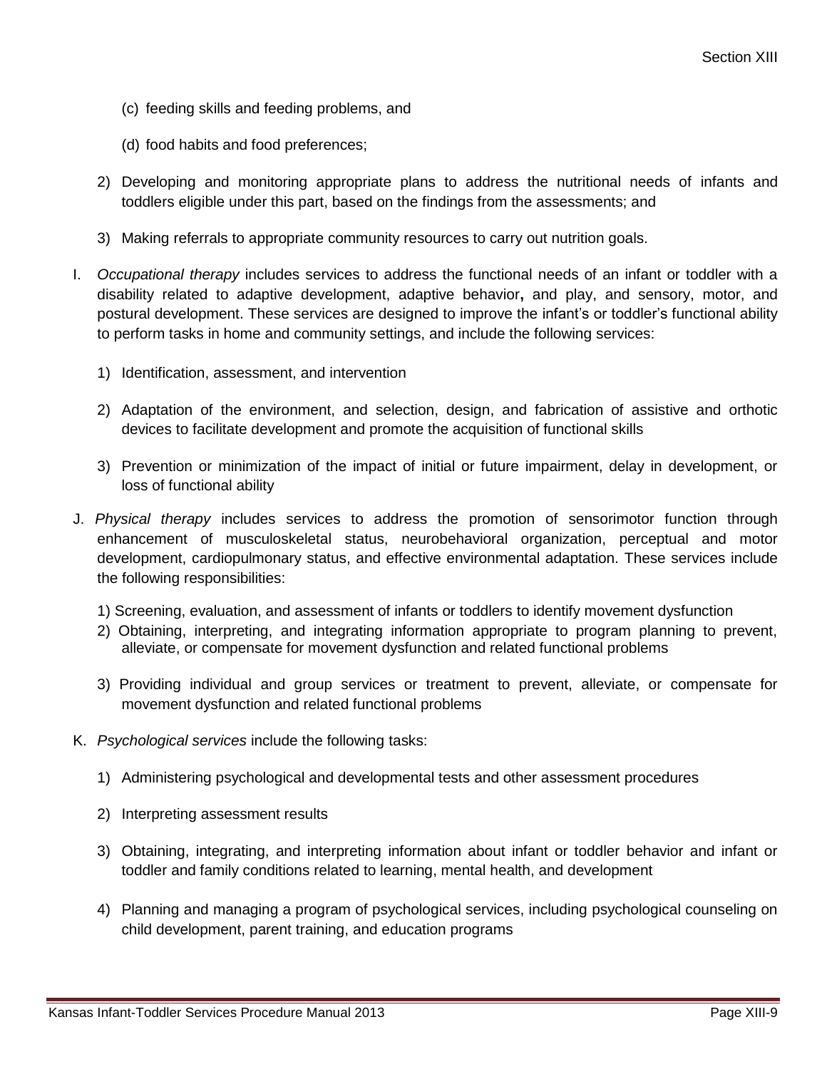(c) feeding skills and feeding problems, and

(d) food habits and food preferences;

2) Developing and monitoring appropriate plans to address the nutritional needs of infants and toddlers eligible under this part, based on the findings from the assessments; and

3) Making referrals to appropriate community resources to carry out nutrition goals.

I. *Occupational therapy* includes services to address the functional needs of an infant or toddler with a disability related to adaptive development, adaptive behavior**,** and play, and sensory, motor, and postural development. These services are designed to improve the infant's or toddler's functional ability to perform tasks in home and community settings, and include the following services:

1) Identification, assessment, and intervention

2) Adaptation of the environment, and selection, design, and fabrication of assistive and orthotic devices to facilitate development and promote the acquisition of functional skills

3) Prevention or minimization of the impact of initial or future impairment, delay in development, or loss of functional ability

J. *Physical therapy* includes services to address the promotion of sensorimotor function through enhancement of musculoskeletal status, neurobehavioral organization, perceptual and motor development, cardiopulmonary status, and effective environmental adaptation. These services include the following responsibilities:

1) Screening, evaluation, and assessment of infants or toddlers to identify movement dysfunction

2) Obtaining, interpreting, and integrating information appropriate to program planning to prevent, alleviate, or compensate for movement dysfunction and related functional problems

3) Providing individual and group services or treatment to prevent, alleviate, or compensate for movement dysfunction and related functional problems

K. *Psychological services* include the following tasks:

1) Administering psychological and developmental tests and other assessment procedures

2) Interpreting assessment results

3) Obtaining, integrating, and interpreting information about infant or toddler behavior and infant or toddler and family conditions related to learning, mental health, and development

4) Planning and managing a program of psychological services, including psychological counseling on child development, parent training, and education programs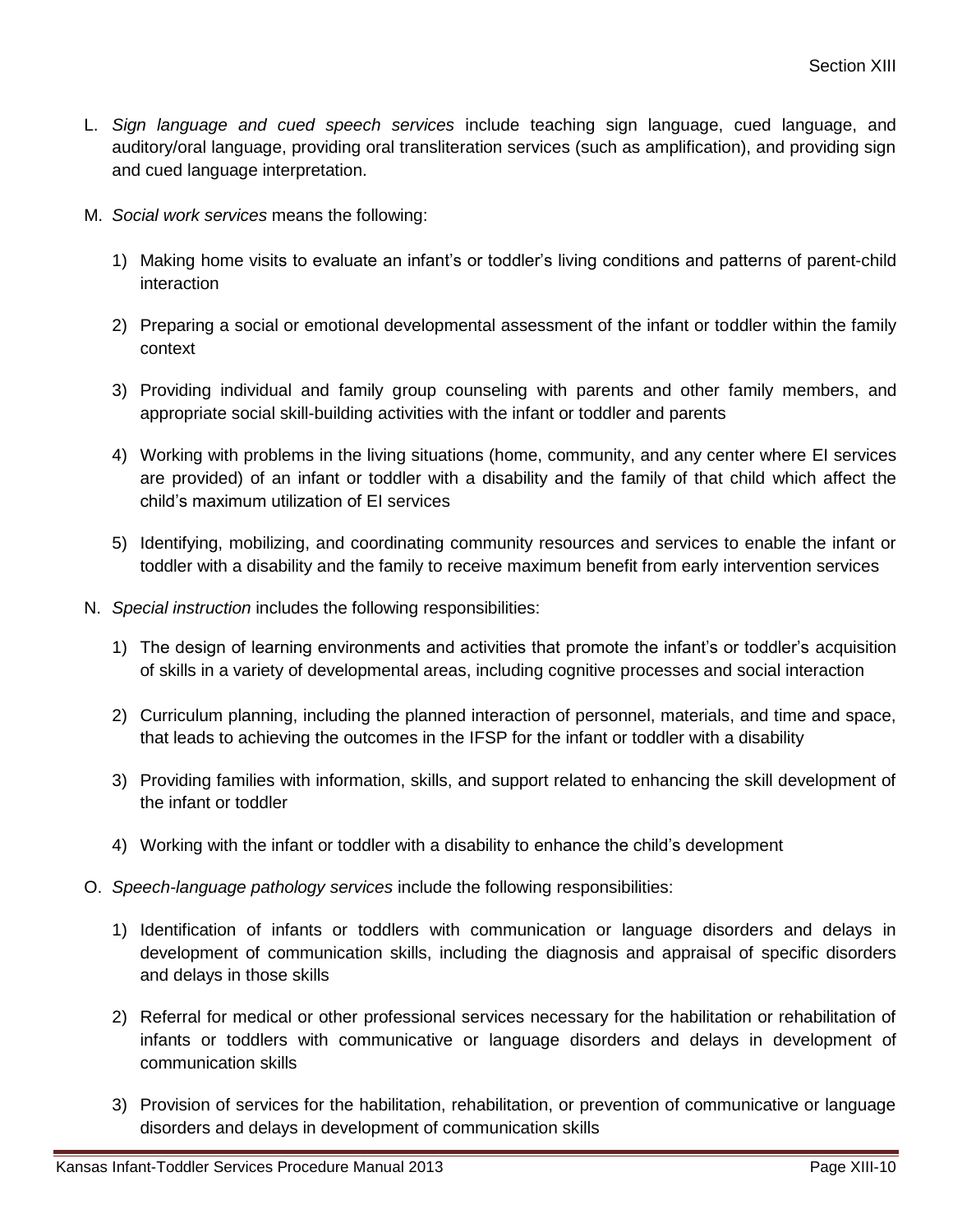L. *Sign language and cued speech services* include teaching sign language, cued language, and auditory/oral language, providing oral transliteration services (such as amplification), and providing sign and cued language interpretation.

M. *Social work services* means the following:

   1) Making home visits to evaluate an infant's or toddler's living conditions and patterns of parent-child interaction

   2) Preparing a social or emotional developmental assessment of the infant or toddler within the family context

   3) Providing individual and family group counseling with parents and other family members, and appropriate social skill-building activities with the infant or toddler and parents

   4) Working with problems in the living situations (home, community, and any center where EI services are provided) of an infant or toddler with a disability and the family of that child which affect the child's maximum utilization of EI services

   5) Identifying, mobilizing, and coordinating community resources and services to enable the infant or toddler with a disability and the family to receive maximum benefit from early intervention services

N. *Special instruction* includes the following responsibilities:

   1) The design of learning environments and activities that promote the infant's or toddler's acquisition of skills in a variety of developmental areas, including cognitive processes and social interaction

   2) Curriculum planning, including the planned interaction of personnel, materials, and time and space, that leads to achieving the outcomes in the IFSP for the infant or toddler with a disability

   3) Providing families with information, skills, and support related to enhancing the skill development of the infant or toddler

   4) Working with the infant or toddler with a disability to enhance the child's development

O. *Speech-language pathology services* include the following responsibilities:

   1) Identification of infants or toddlers with communication or language disorders and delays in development of communication skills, including the diagnosis and appraisal of specific disorders and delays in those skills

   2) Referral for medical or other professional services necessary for the habilitation or rehabilitation of infants or toddlers with communicative or language disorders and delays in development of communication skills

   3) Provision of services for the habilitation, rehabilitation, or prevention of communicative or language disorders and delays in development of communication skills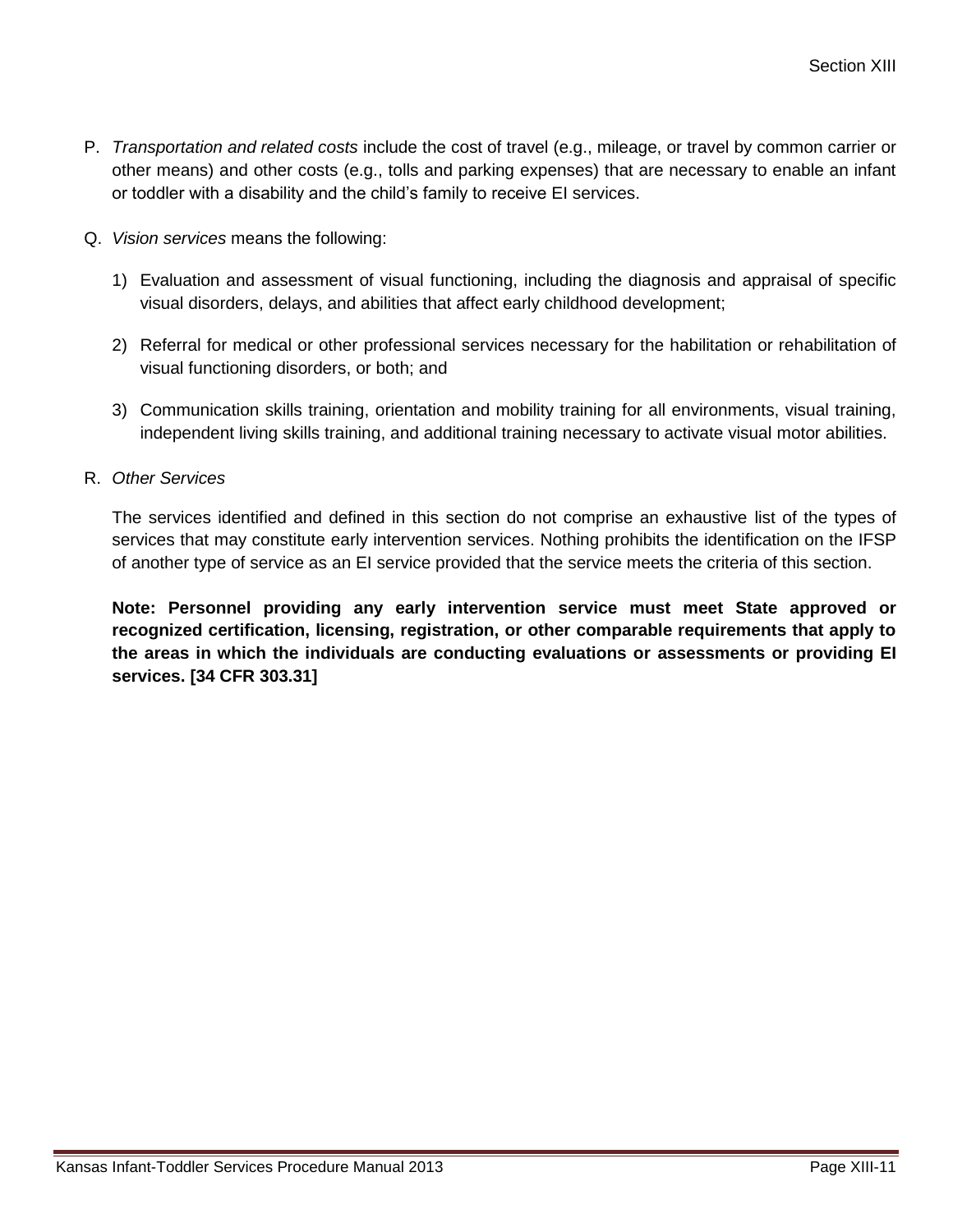P. *Transportation and related costs* include the cost of travel (e.g., mileage, or travel by common carrier or other means) and other costs (e.g., tolls and parking expenses) that are necessary to enable an infant or toddler with a disability and the child's family to receive EI services.

Q. *Vision services* means the following:

1) Evaluation and assessment of visual functioning, including the diagnosis and appraisal of specific visual disorders, delays, and abilities that affect early childhood development;

2) Referral for medical or other professional services necessary for the habilitation or rehabilitation of visual functioning disorders, or both; and

3) Communication skills training, orientation and mobility training for all environments, visual training, independent living skills training, and additional training necessary to activate visual motor abilities.

R. *Other Services*

The services identified and defined in this section do not comprise an exhaustive list of the types of services that may constitute early intervention services. Nothing prohibits the identification on the IFSP of another type of service as an EI service provided that the service meets the criteria of this section.

**Note: Personnel providing any early intervention service must meet State approved or recognized certification, licensing, registration, or other comparable requirements that apply to the areas in which the individuals are conducting evaluations or assessments or providing EI services. [34 CFR 303.31]**